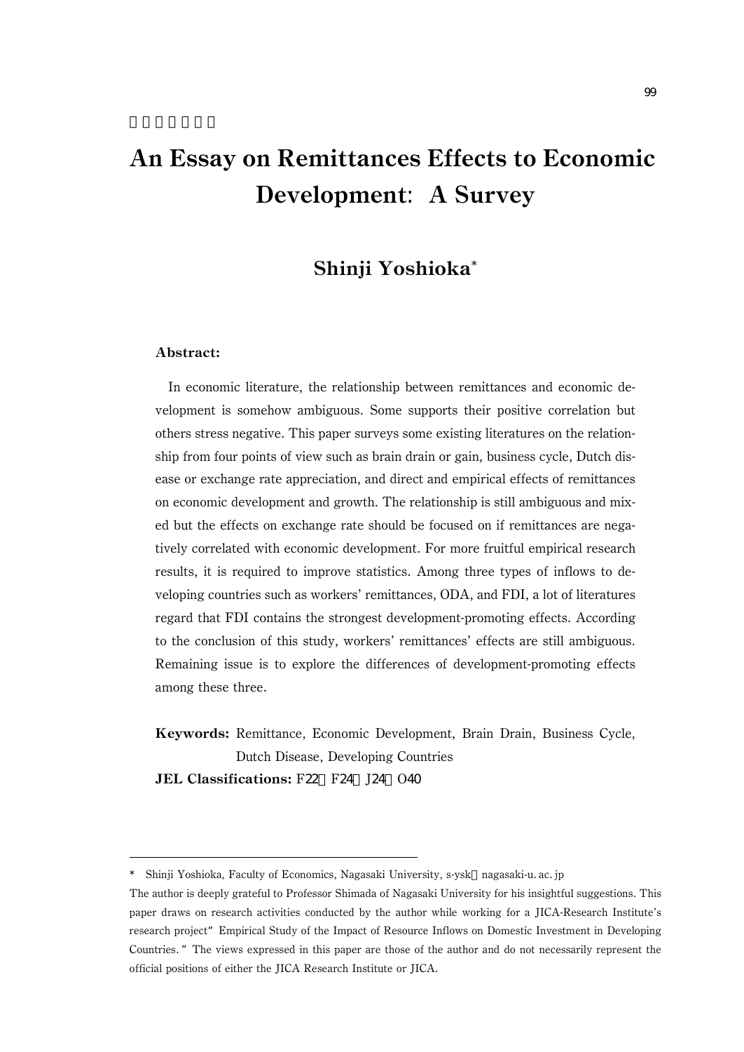# An Essay on Remittances Effects to Economic Development: A Survey

## Shinji Yoshioka*

**Abstract:**

In economic literature, the relationship between remittances and economic development is somehow ambiguous. Some supports their positive correlation but others stress negative. This paper surveys some existing literatures on the relationship from four points of view such as brain drain or gain, business cycle, Dutch disease or exchange rate appreciation, and direct and empirical effects of remittances on economic development and growth. The relationship is still ambiguous and mixed but the effects on exchange rate should be focused on if remittances are negatively correlated with economic development. For more fruitful empirical research results, it is required to improve statistics. Among three types of inflows to developing countries such as workers' remittances, ODA, and FDI, a lot of literatures regard that FDI contains the strongest development-promoting effects. According to the conclusion of this study, workers' remittances' effects are still ambiguous. Remaining issue is to explore the differences of development-promoting effects among these three.

**Keywords:** Remittance, Economic Development, Brain Drain, Business Cycle, Dutch Disease, Developing Countries

**JEL Classifications:** F22 F24 J24 O40

---

\* Shinji Yoshioka, Faculty of Economics, Nagasaki University, s-ysk nagasaki-u.ac.jp

The author is deeply grateful to Professor Shimada of Nagasaki University for his insightful suggestions. This paper draws on research activities conducted by the author while working for a JICA-Research Institute's research project "Empirical Study of the Impact of Resource Inflows on Domestic Investment in Developing Countries." The views expressed in this paper are those of the author and do not necessarily represent the official positions of either the JICA Research Institute or JICA.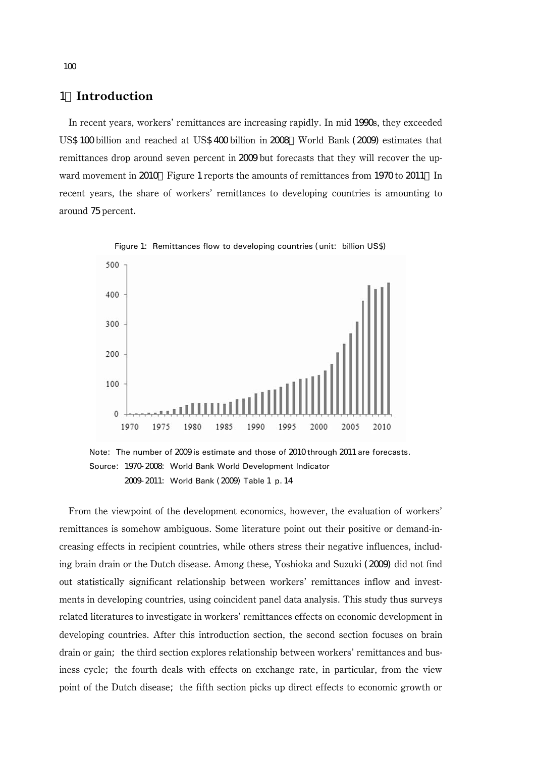## 1 Introduction

In recent years, workers' remittances are increasing rapidly. In mid 1990s, they exceeded US$ 100 billion and reached at US$ 400 billion in 2008. World Bank (2009) estimates that remittances drop around seven percent in 2009 but forecasts that they will recover the upward movement in 2010. Figure 1 reports the amounts of remittances from 1970 to 2011. In recent years, the share of workers' remittances to developing countries is amounting to around 75 percent.

Figure 1: Remittances flow to developing countries (unit: billion US$)

Note: The number of 2009 is estimate and those of 2010 through 2011 are forecasts.
Source: 1970-2008: World Bank World Development Indicator
2009-2011: World Bank (2009) Table 1 p. 14

From the viewpoint of the development economics, however, the evaluation of workers' remittances is somehow ambiguous. Some literature point out their positive or demand-increasing effects in recipient countries, while others stress their negative influences, including brain drain or the Dutch disease. Among these, Yoshioka and Suzuki (2009) did not find out statistically significant relationship between workers' remittances inflow and investments in developing countries, using coincident panel data analysis. This study thus surveys related literatures to investigate in workers' remittances effects on economic development in developing countries. After this introduction section, the second section focuses on brain drain or gain; the third section explores relationship between workers' remittances and business cycle; the fourth deals with effects on exchange rate, in particular, from the view point of the Dutch disease; the fifth section picks up direct effects to economic growth or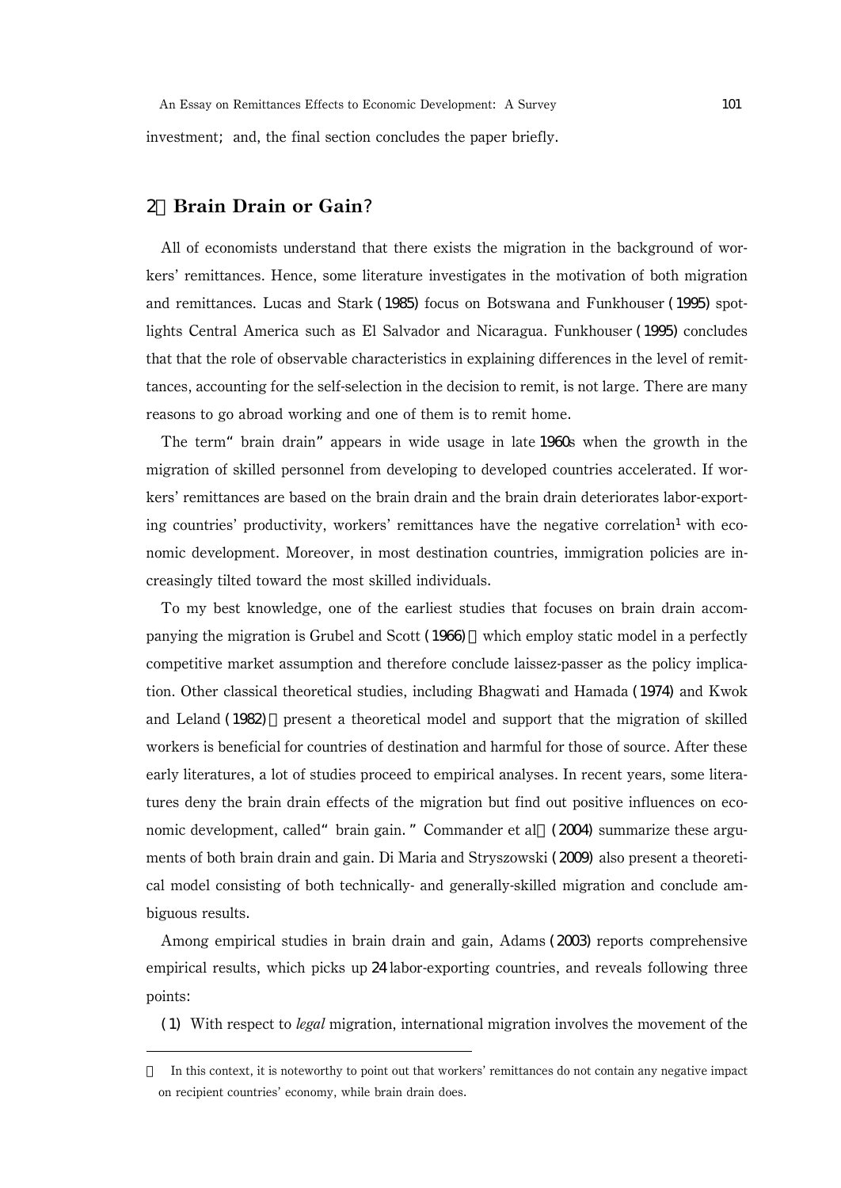investment; and, the final section concludes the paper briefly.

## 2 Brain Drain or Gain?

All of economists understand that there exists the migration in the background of workers' remittances. Hence, some literature investigates in the motivation of both migration and remittances. Lucas and Stark (1985) focus on Botswana and Funkhouser (1995) spotlights Central America such as El Salvador and Nicaragua. Funkhouser (1995) concludes that that the role of observable characteristics in explaining differences in the level of remittances, accounting for the self-selection in the decision to remit, is not large. There are many reasons to go abroad working and one of them is to remit home.

The term "brain drain" appears in wide usage in late 1960s when the growth in the migration of skilled personnel from developing to developed countries accelerated. If workers' remittances are based on the brain drain and the brain drain deteriorates labor-exporting countries' productivity, workers' remittances have the negative correlation[1] with economic development. Moreover, in most destination countries, immigration policies are increasingly tilted toward the most skilled individuals.

To my best knowledge, one of the earliest studies that focuses on brain drain accompanying the migration is Grubel and Scott (1966), which employ static model in a perfectly competitive market assumption and therefore conclude laissez-passer as the policy implication. Other classical theoretical studies, including Bhagwati and Hamada (1974) and Kwok and Leland (1982), present a theoretical model and support that the migration of skilled workers is beneficial for countries of destination and harmful for those of source. After these early literatures, a lot of studies proceed to empirical analyses. In recent years, some literatures deny the brain drain effects of the migration but find out positive influences on economic development, called "brain gain." Commander et al. (2004) summarize these arguments of both brain drain and gain. Di Maria and Stryszowski (2009) also present a theoretical model consisting of both technically- and generally-skilled migration and conclude ambiguous results.

Among empirical studies in brain drain and gain, Adams (2003) reports comprehensive empirical results, which picks up 24 labor-exporting countries, and reveals following three points:

(1) With respect to *legal* migration, international migration involves the movement of the

---

[1] In this context, it is noteworthy to point out that workers' remittances do not contain any negative impact on recipient countries' economy, while brain drain does.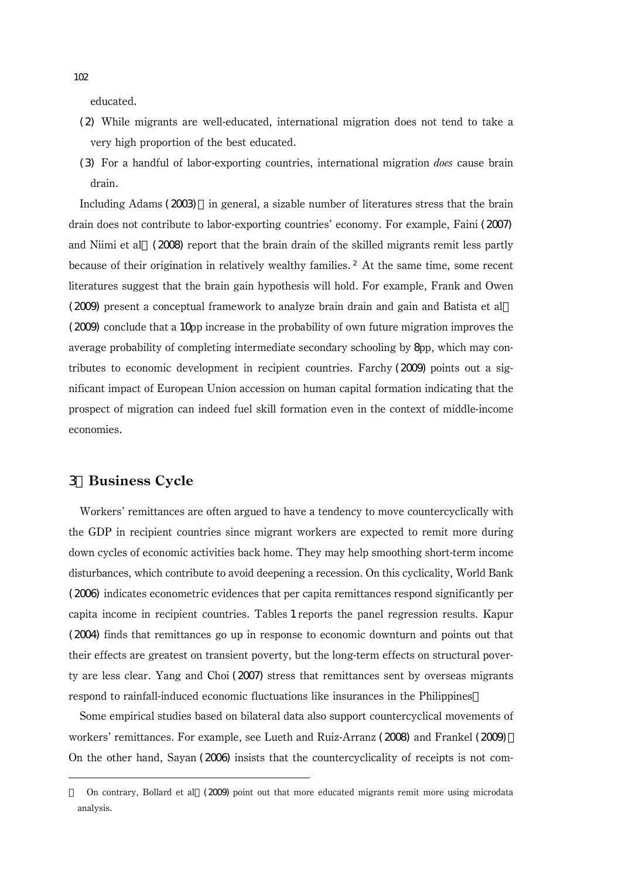educated.

(2) While migrants are well-educated, international migration does not tend to take a very high proportion of the best educated.

(3) For a handful of labor-exporting countries, international migration *does* cause brain drain.

Including Adams (2003) in general, a sizable number of literatures stress that the brain drain does not contribute to labor-exporting countries' economy. For example, Faini (2007) and Niimi et al. (2008) report that the brain drain of the skilled migrants remit less partly because of their origination in relatively wealthy families.[2] At the same time, some recent literatures suggest that the brain gain hypothesis will hold. For example, Frank and Owen (2009) present a conceptual framework to analyze brain drain and gain and Batista et al. (2009) conclude that a 10pp increase in the probability of own future migration improves the average probability of completing intermediate secondary schooling by 8pp, which may contributes to economic development in recipient countries. Farchy (2009) points out a significant impact of European Union accession on human capital formation indicating that the prospect of migration can indeed fuel skill formation even in the context of middle-income economies.

## 3. Business Cycle

Workers' remittances are often argued to have a tendency to move countercyclically with the GDP in recipient countries since migrant workers are expected to remit more during down cycles of economic activities back home. They may help smoothing short-term income disturbances, which contribute to avoid deepening a recession. On this cyclicality, World Bank (2006) indicates econometric evidences that per capita remittances respond significantly per capita income in recipient countries. Tables 1 reports the panel regression results. Kapur (2004) finds that remittances go up in response to economic downturn and points out that their effects are greatest on transient poverty, but the long-term effects on structural poverty are less clear. Yang and Choi (2007) stress that remittances sent by overseas migrants respond to rainfall-induced economic fluctuations like insurances in the Philippines.

Some empirical studies based on bilateral data also support countercyclical movements of workers' remittances. For example, see Lueth and Ruiz-Arranz (2008) and Frankel (2009). On the other hand, Sayan (2006) insists that the countercyclicality of receipts is not com-

---

[2] On contrary, Bollard et al. (2009) point out that more educated migrants remit more using microdata analysis.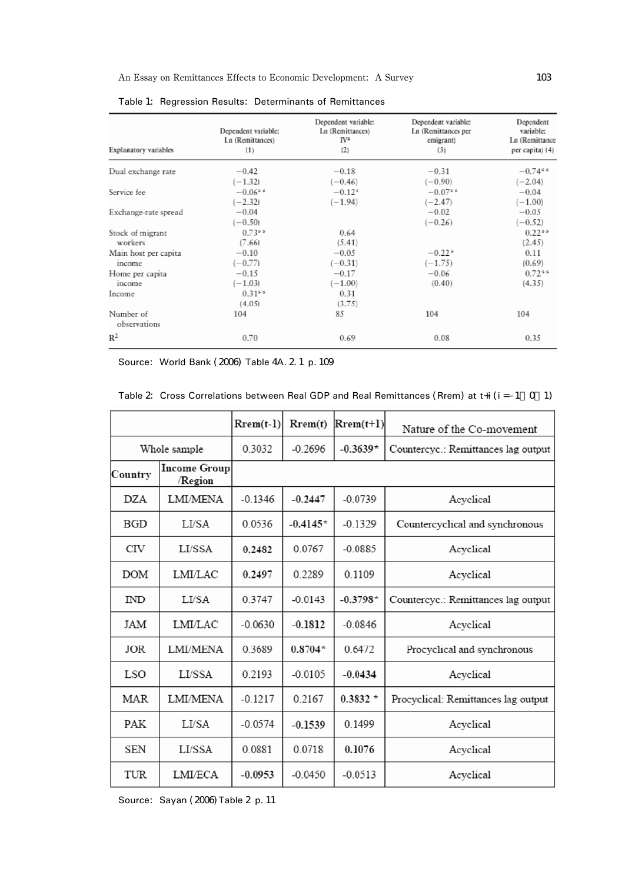Table 1: Regression Results: Determinants of Remittances

| Explanatory variables | Dependent variable: Ln (Remittances) (1) | Dependent variable: Ln (Remittances) IV[a] (2) | Dependent variable: Ln (Remittances per emigrant) (3) | Dependent variable: Ln (Remittance per capita) (4) |
|---|---|---|---|---|
| Dual exchange rate | −0.42 | −0.18 | −0.31 | −0.74** |
| | (−1.32) | (−0.46) | (−0.90) | (−2.04) |
| Service fee | −0.06** | −0.12* | −0.07** | −0.04 |
| | (−2.32) | (−1.94) | (−2.47) | (−1.00) |
| Exchange-rate spread | −0.04 | | −0.02 | −0.05 |
| | (−0.50) | | (−0.26) | (−0.52) |
| Stock of migrant workers | 0.73** | 0.64 | | 0.22** |
| | (7.66) | (5.41) | | (2.45) |
| Main host per capita income | −0.10 | −0.05 | −0.22* | 0.11 |
| | (−0.77) | (−0.31) | (−1.75) | (0.69) |
| Home per capita income | −0.15 | −0.17 | −0.06 | 0.72** |
| | (−1.03) | (−1.00) | (0.40) | (4.35) |
| Income | 0.31** | 0.31 | | |
| | (4.05) | (3.75) | | |
| Number of observations | 104 | 85 | 104 | 104 |
| $R^2$ | 0.70 | 0.69 | 0.08 | 0.35 |

Source: World Bank (2006) Table 4A. 2. 1 p. 109

Table 2: Cross Correlations between Real GDP and Real Remittances (Rrem) at t+i (i =-1, 0, 1)

| | | Rrem(t-1) | Rrem(t) | Rrem(t+1) | Nature of the Co-movement |
|---|---|---|---|---|---|
| Whole sample | | 0.3032 | -0.2696 | **-0.3639*** | Countercyc.: Remittances lag output |
| Country | Income Group /Region | | | | |
| DZA | LMI/MENA | -0.1346 | **-0.2447** | -0.0739 | Acyclical |
| BGD | LI/SA | 0.0536 | **-0.4145*** | -0.1329 | Countercyclical and synchronous |
| CIV | LI/SSA | **0.2482** | 0.0767 | -0.0885 | Acyclical |
| DOM | LMI/LAC | **0.2497** | 0.2289 | 0.1109 | Acyclical |
| IND | LI/SA | 0.3747 | -0.0143 | **-0.3798*** | Countercyc.: Remittances lag output |
| JAM | LMI/LAC | -0.0630 | **-0.1812** | -0.0846 | Acyclical |
| JOR | LMI/MENA | 0.3689 | **0.8704*** | 0.6472 | Procyclical and synchronous |
| LSO | LI/SSA | 0.2193 | -0.0105 | **-0.0434** | Acyclical |
| MAR | LMI/MENA | -0.1217 | 0.2167 | **0.3832 *** | Procyclical: Remittances lag output |
| PAK | LI/SA | -0.0574 | **-0.1539** | 0.1499 | Acyclical |
| SEN | LI/SSA | 0.0881 | 0.0718 | **0.1076** | Acyclical |
| TUR | LMI/ECA | **-0.0953** | -0.0450 | -0.0513 | Acyclical |

Source: Sayan (2006) Table 2 p. 11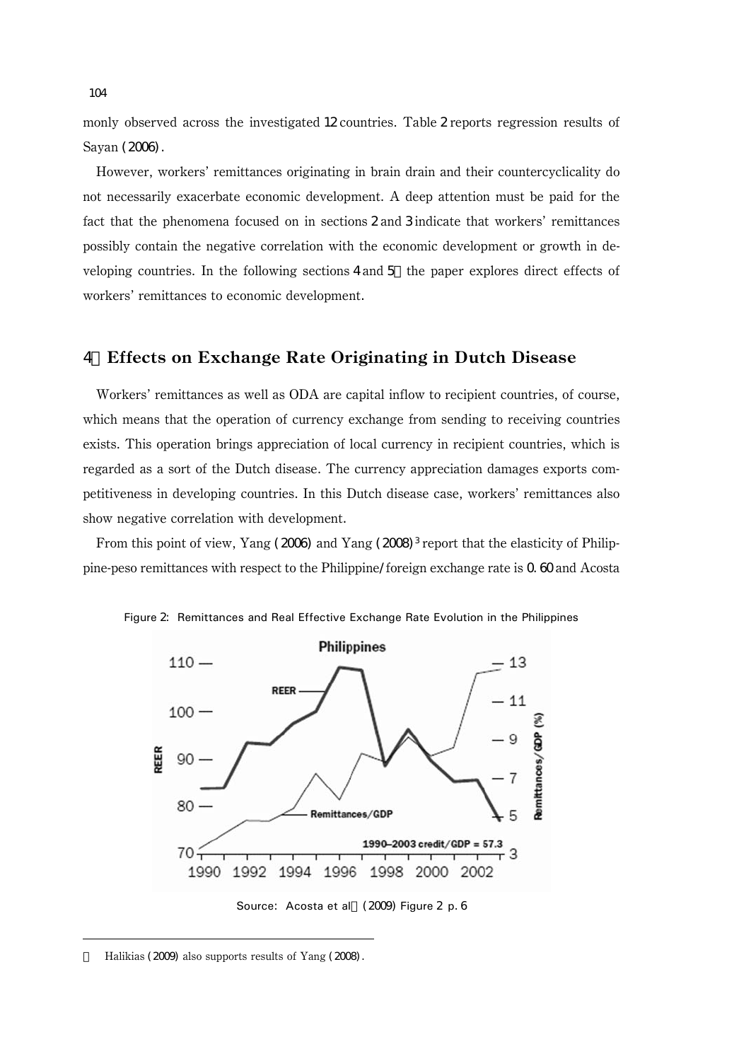monly observed across the investigated 12 countries. Table 2 reports regression results of Sayan (2006).

However, workers' remittances originating in brain drain and their countercyclicality do not necessarily exacerbate economic development. A deep attention must be paid for the fact that the phenomena focused on in sections 2 and 3 indicate that workers' remittances possibly contain the negative correlation with the economic development or growth in developing countries. In the following sections 4 and 5 the paper explores direct effects of workers' remittances to economic development.

## 4 Effects on Exchange Rate Originating in Dutch Disease

Workers' remittances as well as ODA are capital inflow to recipient countries, of course, which means that the operation of currency exchange from sending to receiving countries exists. This operation brings appreciation of local currency in recipient countries, which is regarded as a sort of the Dutch disease. The currency appreciation damages exports competitiveness in developing countries. In this Dutch disease case, workers' remittances also show negative correlation with development.

From this point of view, Yang (2006) and Yang (2008)[3] report that the elasticity of Philippine-peso remittances with respect to the Philippine/foreign exchange rate is 0.60 and Acosta

Figure 2: Remittances and Real Effective Exchange Rate Evolution in the Philippines

Source: Acosta et al (2009) Figure 2 p. 6

---

[3] Halikias (2009) also supports results of Yang (2008).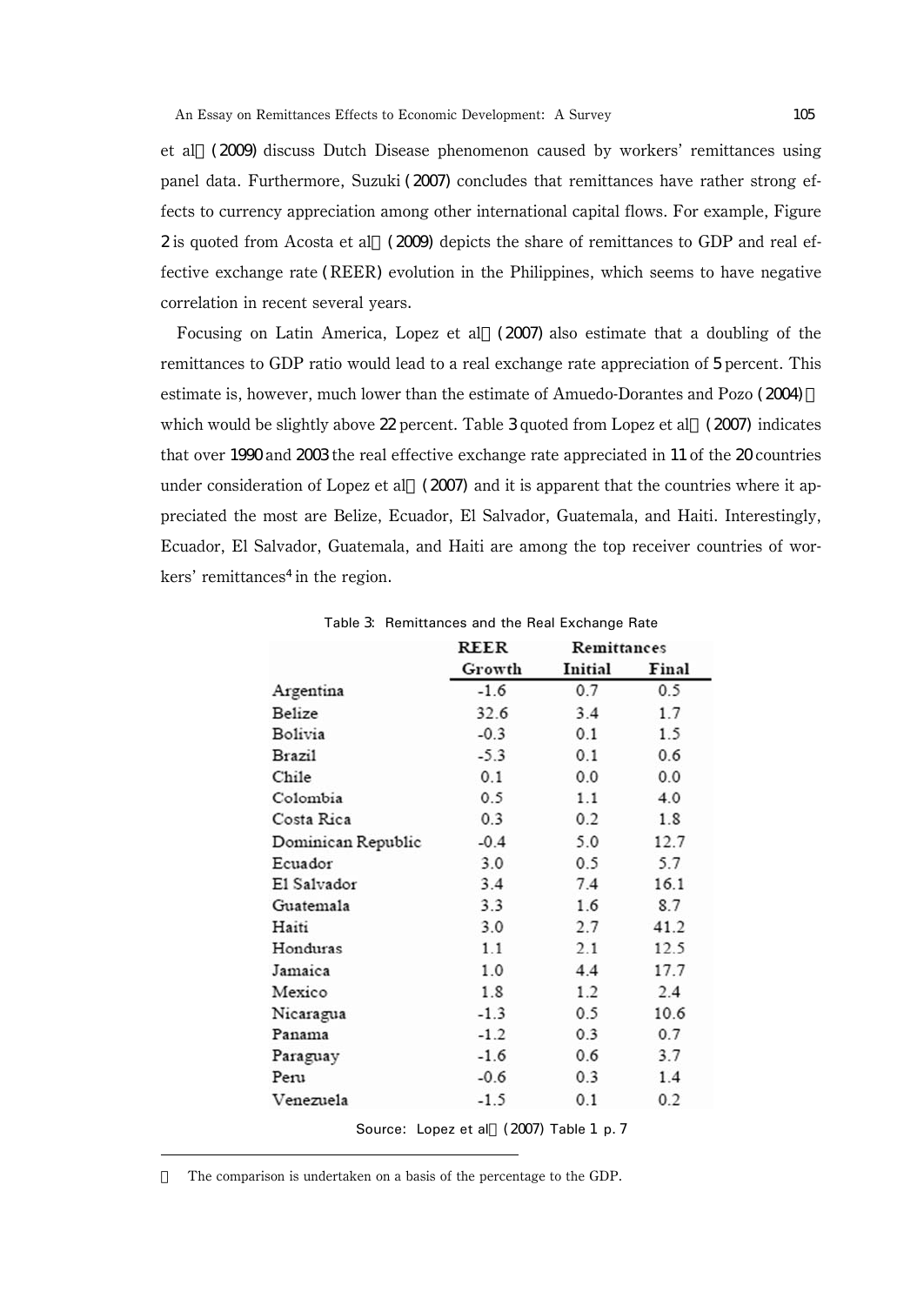et al. (2009) discuss Dutch Disease phenomenon caused by workers' remittances using panel data. Furthermore, Suzuki (2007) concludes that remittances have rather strong effects to currency appreciation among other international capital flows. For example, Figure 2 is quoted from Acosta et al. (2009) depicts the share of remittances to GDP and real effective exchange rate (REER) evolution in the Philippines, which seems to have negative correlation in recent several years.

Focusing on Latin America, Lopez et al. (2007) also estimate that a doubling of the remittances to GDP ratio would lead to a real exchange rate appreciation of 5 percent. This estimate is, however, much lower than the estimate of Amuedo-Dorantes and Pozo (2004), which would be slightly above 22 percent. Table 3 quoted from Lopez et al. (2007) indicates that over 1990 and 2003 the real effective exchange rate appreciated in 11 of the 20 countries under consideration of Lopez et al. (2007) and it is apparent that the countries where it appreciated the most are Belize, Ecuador, El Salvador, Guatemala, and Haiti. Interestingly, Ecuador, El Salvador, Guatemala, and Haiti are among the top receiver countries of workers' remittances[4] in the region.

Table 3: Remittances and the Real Exchange Rate

| | REER | Remittances | |
|---|---|---|---|
| | Growth | Initial | Final |
| Argentina | -1.6 | 0.7 | 0.5 |
| Belize | 32.6 | 3.4 | 1.7 |
| Bolivia | -0.3 | 0.1 | 1.5 |
| Brazil | -5.3 | 0.1 | 0.6 |
| Chile | 0.1 | 0.0 | 0.0 |
| Colombia | 0.5 | 1.1 | 4.0 |
| Costa Rica | 0.3 | 0.2 | 1.8 |
| Dominican Republic | -0.4 | 5.0 | 12.7 |
| Ecuador | 3.0 | 0.5 | 5.7 |
| El Salvador | 3.4 | 7.4 | 16.1 |
| Guatemala | 3.3 | 1.6 | 8.7 |
| Haiti | 3.0 | 2.7 | 41.2 |
| Honduras | 1.1 | 2.1 | 12.5 |
| Jamaica | 1.0 | 4.4 | 17.7 |
| Mexico | 1.8 | 1.2 | 2.4 |
| Nicaragua | -1.3 | 0.5 | 10.6 |
| Panama | -1.2 | 0.3 | 0.7 |
| Paraguay | -1.6 | 0.6 | 3.7 |
| Peru | -0.6 | 0.3 | 1.4 |
| Venezuela | -1.5 | 0.1 | 0.2 |

Source: Lopez et al. (2007) Table 1 p. 7

[4] The comparison is undertaken on a basis of the percentage to the GDP.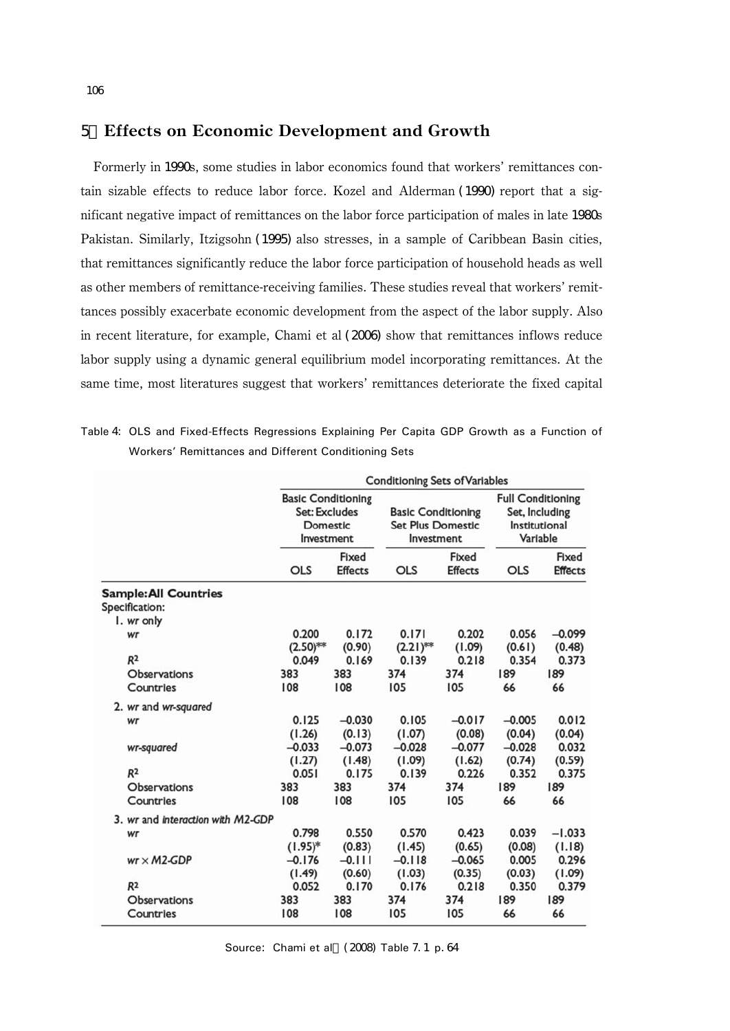## 5 Effects on Economic Development and Growth

Formerly in 1990s, some studies in labor economics found that workers' remittances contain sizable effects to reduce labor force. Kozel and Alderman (1990) report that a significant negative impact of remittances on the labor force participation of males in late 1980s Pakistan. Similarly, Itzigsohn (1995) also stresses, in a sample of Caribbean Basin cities, that remittances significantly reduce the labor force participation of household heads as well as other members of remittance-receiving families. These studies reveal that workers' remittances possibly exacerbate economic development from the aspect of the labor supply. Also in recent literature, for example, Chami et al (2006) show that remittances inflows reduce labor supply using a dynamic general equilibrium model incorporating remittances. At the same time, most literatures suggest that workers' remittances deteriorate the fixed capital

Table 4: OLS and Fixed-Effects Regressions Explaining Per Capita GDP Growth as a Function of Workers' Remittances and Different Conditioning Sets

| | Conditioning Sets of Variables | | | | | |
|---|---|---|---|---|---|---|
| | Basic Conditioning Set: Excludes Domestic Investment | | Basic Conditioning Set Plus Domestic Investment | | Full Conditioning Set, Including Institutional Variable | |
| | OLS | Fixed Effects | OLS | Fixed Effects | OLS | Fixed Effects |
| **Sample: All Countries** | | | | | | |
| Specification: | | | | | | |
| 1. *wr* only | | | | | | |
| *wr* | 0.200 | 0.172 | 0.171 | 0.202 | 0.056 | −0.099 |
| | (2.50)** | (0.90) | (2.21)** | (1.09) | (0.61) | (0.48) |
| $R^2$ | 0.049 | 0.169 | 0.139 | 0.218 | 0.354 | 0.373 |
| Observations | 383 | 383 | 374 | 374 | 189 | 189 |
| Countries | 108 | 108 | 105 | 105 | 66 | 66 |
| 2. *wr* and *wr-squared* | | | | | | |
| *wr* | 0.125 | −0.030 | 0.105 | −0.017 | −0.005 | 0.012 |
| | (1.26) | (0.13) | (1.07) | (0.08) | (0.04) | (0.04) |
| *wr-squared* | −0.033 | −0.073 | −0.028 | −0.077 | −0.028 | 0.032 |
| | (1.27) | (1.48) | (1.09) | (1.62) | (0.74) | (0.59) |
| $R^2$ | 0.051 | 0.175 | 0.139 | 0.226 | 0.352 | 0.375 |
| Observations | 383 | 383 | 374 | 374 | 189 | 189 |
| Countries | 108 | 108 | 105 | 105 | 66 | 66 |
| 3. *wr* and *interaction with M2-GDP* | | | | | | |
| *wr* | 0.798 | 0.550 | 0.570 | 0.423 | 0.039 | −1.033 |
| | (1.95)* | (0.83) | (1.45) | (0.65) | (0.08) | (1.18) |
| *wr × M2-GDP* | −0.176 | −0.111 | −0.118 | −0.065 | 0.005 | 0.296 |
| | (1.49) | (0.60) | (1.03) | (0.35) | (0.03) | (1.09) |
| $R^2$ | 0.052 | 0.170 | 0.176 | 0.218 | 0.350 | 0.379 |
| Observations | 383 | 383 | 374 | 374 | 189 | 189 |
| Countries | 108 | 108 | 105 | 105 | 66 | 66 |

Source: Chami et al (2008) Table 7. 1 p. 64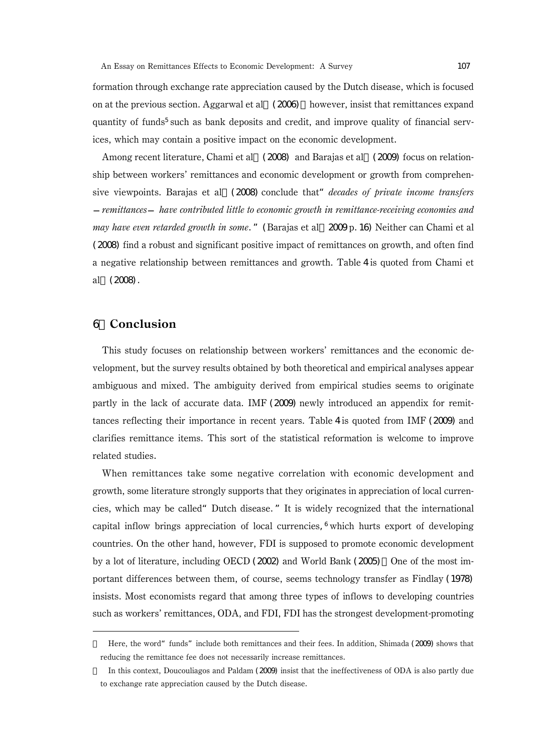formation through exchange rate appreciation caused by the Dutch disease, which is focused on at the previous section. Aggarwal et al (2006) however, insist that remittances expand quantity of funds[5] such as bank deposits and credit, and improve quality of financial services, which may contain a positive impact on the economic development.

Among recent literature, Chami et al (2008) and Barajas et al (2009) focus on relationship between workers' remittances and economic development or growth from comprehensive viewpoints. Barajas et al (2008) conclude that "*decades of private income transfers —remittances— have contributed little to economic growth in remittance-receiving economies and may have even retarded growth in some*." (Barajas et al 2009 p. 16) Neither can Chami et al (2008) find a robust and significant positive impact of remittances on growth, and often find a negative relationship between remittances and growth. Table 4 is quoted from Chami et al (2008).

## 6 Conclusion

This study focuses on relationship between workers' remittances and the economic development, but the survey results obtained by both theoretical and empirical analyses appear ambiguous and mixed. The ambiguity derived from empirical studies seems to originate partly in the lack of accurate data. IMF (2009) newly introduced an appendix for remittances reflecting their importance in recent years. Table 4 is quoted from IMF (2009) and clarifies remittance items. This sort of the statistical reformation is welcome to improve related studies.

When remittances take some negative correlation with economic development and growth, some literature strongly supports that they originates in appreciation of local currencies, which may be called "Dutch disease." It is widely recognized that the international capital inflow brings appreciation of local currencies,[6] which hurts export of developing countries. On the other hand, however, FDI is supposed to promote economic development by a lot of literature, including OECD (2002) and World Bank (2005) One of the most important differences between them, of course, seems technology transfer as Findlay (1978) insists. Most economists regard that among three types of inflows to developing countries such as workers' remittances, ODA, and FDI, FDI has the strongest development-promoting

---

[5] Here, the word "funds" include both remittances and their fees. In addition, Shimada (2009) shows that reducing the remittance fee does not necessarily increase remittances.

[6] In this context, Doucouliagos and Paldam (2009) insist that the ineffectiveness of ODA is also partly due to exchange rate appreciation caused by the Dutch disease.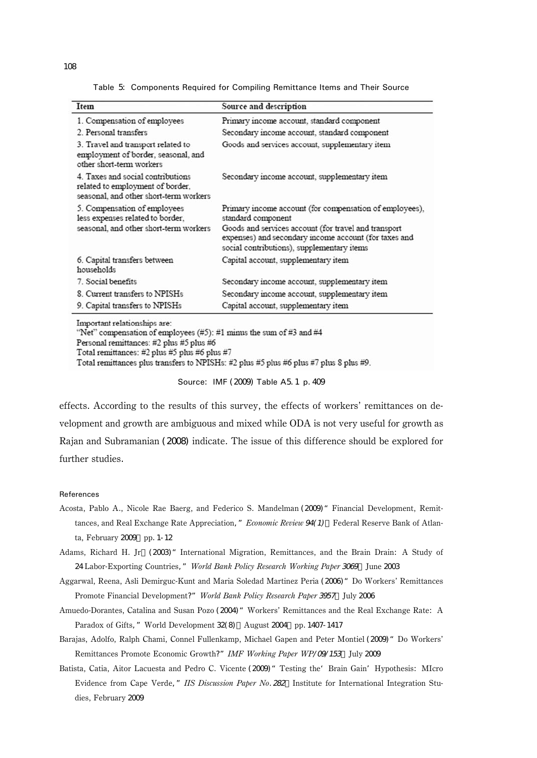Table 5: Components Required for Compiling Remittance Items and Their Source

| Item | Source and description |
|---|---|
| 1. Compensation of employees | Primary income account, standard component |
| 2. Personal transfers | Secondary income account, standard component |
| 3. Travel and transport related to employment of border, seasonal, and other short-term workers | Goods and services account, supplementary item |
| 4. Taxes and social contributions related to employment of border, seasonal, and other short-term workers | Secondary income account, supplementary item |
| 5. Compensation of employees less expenses related to border, seasonal, and other short-term workers | Primary income account (for compensation of employees), standard component<br>Goods and services account (for travel and transport expenses) and secondary income account (for taxes and social contributions), supplementary items |
| 6. Capital transfers between households | Capital account, supplementary item |
| 7. Social benefits | Secondary income account, supplementary item |
| 8. Current transfers to NPISHs | Secondary income account, supplementary item |
| 9. Capital transfers to NPISHs | Capital account, supplementary item |

Important relationships are:
"Net" compensation of employees (#5): #1 minus the sum of #3 and #4
Personal remittances: #2 plus #5 plus #6
Total remittances: #2 plus #5 plus #6 plus #7
Total remittances plus transfers to NPISHs: #2 plus #5 plus #6 plus #7 plus 8 plus #9.

Source: IMF (2009) Table A5.1 p.409

effects. According to the results of this survey, the effects of workers' remittances on development and growth are ambiguous and mixed while ODA is not very useful for growth as Rajan and Subramanian (2008) indicate. The issue of this difference should be explored for further studies.

## References

Acosta, Pablo A., Nicole Rae Baerg, and Federico S. Mandelman (2009) "Financial Development, Remittances, and Real Exchange Rate Appreciation," *Economic Review 94(1)*, Federal Reserve Bank of Atlanta, February 2009, pp. 1-12

Adams, Richard H. Jr. (2003) "International Migration, Remittances, and the Brain Drain: A Study of 24 Labor-Exporting Countries," *World Bank Policy Research Working Paper 3069*, June 2003

Aggarwal, Reena, Asli Demirguc-Kunt and Maria Soledad Martinez Peria (2006) "Do Workers' Remittances Promote Financial Development?" *World Bank Policy Research Paper 3957*, July 2006

Amuedo-Dorantes, Catalina and Susan Pozo (2004) "Workers' Remittances and the Real Exchange Rate: A Paradox of Gifts," World Development 32(8), August 2004, pp. 1407-1417

Barajas, Adolfo, Ralph Chami, Connel Fullenkamp, Michael Gapen and Peter Montiel (2009) "Do Workers' Remittances Promote Economic Growth?" *IMF Working Paper WP/09/153*, July 2009

Batista, Catia, Aitor Lacuesta and Pedro C. Vicente (2009) "Testing the 'Brain Gain' Hypothesis: MIcro Evidence from Cape Verde," *IIS Discussion Paper No. 282*, Institute for International Integration Studies, February 2009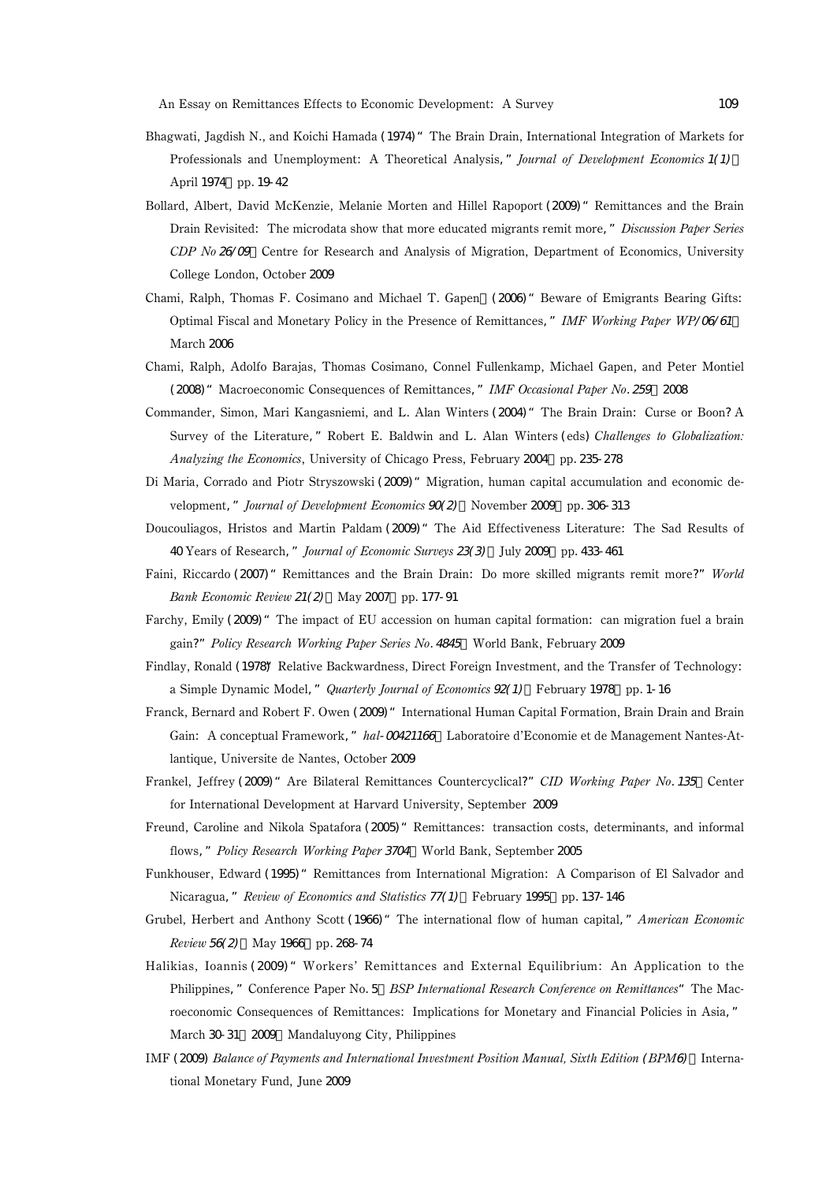Bhagwati, Jagdish N., and Koichi Hamada (1974) "The Brain Drain, International Integration of Markets for Professionals and Unemployment: A Theoretical Analysis," *Journal of Development Economics 1(1)*, April 1974, pp. 19-42

Bollard, Albert, David McKenzie, Melanie Morten and Hillel Rapoport (2009) "Remittances and the Brain Drain Revisited: The microdata show that more educated migrants remit more," *Discussion Paper Series CDP No 26/09*, Centre for Research and Analysis of Migration, Department of Economics, University College London, October 2009

Chami, Ralph, Thomas F. Cosimano and Michael T. Gapen, (2006) "Beware of Emigrants Bearing Gifts: Optimal Fiscal and Monetary Policy in the Presence of Remittances," *IMF Working Paper WP/06/61*, March 2006

Chami, Ralph, Adolfo Barajas, Thomas Cosimano, Connel Fullenkamp, Michael Gapen, and Peter Montiel (2008) "Macroeconomic Consequences of Remittances," *IMF Occasional Paper No. 259*, 2008

Commander, Simon, Mari Kangasniemi, and L. Alan Winters (2004) "The Brain Drain: Curse or Boon? A Survey of the Literature," Robert E. Baldwin and L. Alan Winters (eds) *Challenges to Globalization: Analyzing the Economics*, University of Chicago Press, February 2004, pp. 235-278

Di Maria, Corrado and Piotr Stryszowski (2009) "Migration, human capital accumulation and economic development," *Journal of Development Economics 90(2)*, November 2009, pp. 306-313

Doucouliagos, Hristos and Martin Paldam (2009) "The Aid Effectiveness Literature: The Sad Results of 40 Years of Research," *Journal of Economic Surveys 23(3)*, July 2009, pp. 433-461

Faini, Riccardo (2007) "Remittances and the Brain Drain: Do more skilled migrants remit more?" *World Bank Economic Review 21(2)*, May 2007, pp. 177-91

Farchy, Emily (2009) "The impact of EU accession on human capital formation: can migration fuel a brain gain?" *Policy Research Working Paper Series No. 4845*, World Bank, February 2009

Findlay, Ronald (1978) "Relative Backwardness, Direct Foreign Investment, and the Transfer of Technology: a Simple Dynamic Model," *Quarterly Journal of Economics 92(1)*, February 1978, pp. 1-16

Franck, Bernard and Robert F. Owen (2009) "International Human Capital Formation, Brain Drain and Brain Gain: A conceptual Framework," *hal-00421166*, Laboratoire d'Economie et de Management Nantes-Atlantique, Universite de Nantes, October 2009

Frankel, Jeffrey (2009) "Are Bilateral Remittances Countercyclical?" *CID Working Paper No. 135*, Center for International Development at Harvard University, September 2009

Freund, Caroline and Nikola Spatafora (2005) "Remittances: transaction costs, determinants, and informal flows," *Policy Research Working Paper 3704*, World Bank, September 2005

Funkhouser, Edward (1995) "Remittances from International Migration: A Comparison of El Salvador and Nicaragua," *Review of Economics and Statistics 77(1)*, February 1995, pp. 137-146

Grubel, Herbert and Anthony Scott (1966) "The international flow of human capital," *American Economic Review 56(2)*, May 1966, pp. 268-74

Halikias, Ioannis (2009) "Workers' Remittances and External Equilibrium: An Application to the Philippines," Conference Paper No. 5, *BSP International Research Conference on Remittances* "The Macroeconomic Consequences of Remittances: Implications for Monetary and Financial Policies in Asia," March 30-31, 2009, Mandaluyong City, Philippines

IMF (2009) *Balance of Payments and International Investment Position Manual, Sixth Edition (BPM6)*, International Monetary Fund, June 2009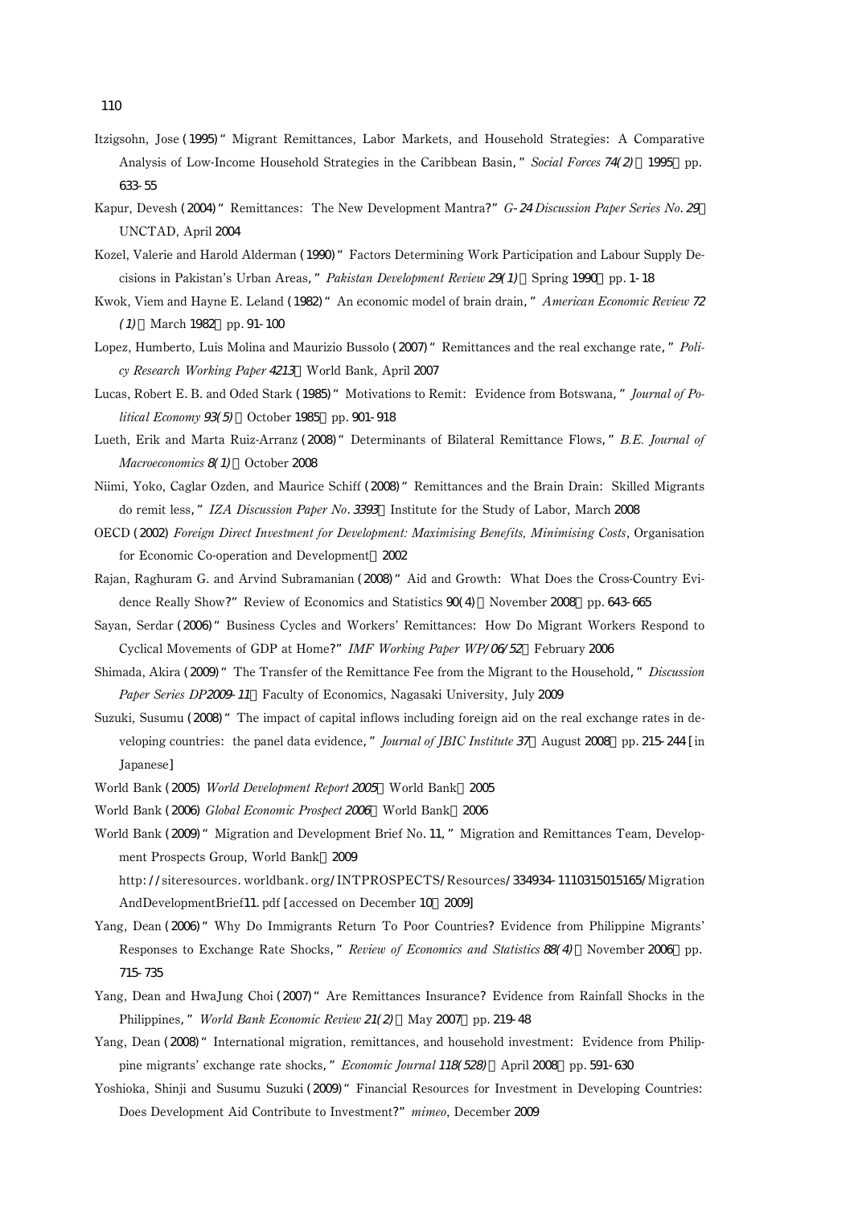Itzigsohn, Jose (1995) "Migrant Remittances, Labor Markets, and Household Strategies: A Comparative Analysis of Low-Income Household Strategies in the Caribbean Basin," *Social Forces 74(2)*, 1995, pp. 633-55

Kapur, Devesh (2004) "Remittances: The New Development Mantra?" *G-24 Discussion Paper Series No. 29*, UNCTAD, April 2004

Kozel, Valerie and Harold Alderman (1990) "Factors Determining Work Participation and Labour Supply Decisions in Pakistan's Urban Areas," *Pakistan Development Review 29(1)*, Spring 1990, pp. 1-18

Kwok, Viem and Hayne E. Leland (1982) "An economic model of brain drain," *American Economic Review 72 (1)*, March 1982, pp. 91-100

Lopez, Humberto, Luis Molina and Maurizio Bussolo (2007) "Remittances and the real exchange rate," *Policy Research Working Paper 4213*, World Bank, April 2007

Lucas, Robert E. B. and Oded Stark (1985) "Motivations to Remit: Evidence from Botswana," *Journal of Political Economy 93(5)*, October 1985, pp. 901-918

Lueth, Erik and Marta Ruiz-Arranz (2008) "Determinants of Bilateral Remittance Flows," *B.E. Journal of Macroeconomics 8(1)*, October 2008

Niimi, Yoko, Caglar Ozden, and Maurice Schiff (2008) "Remittances and the Brain Drain: Skilled Migrants do remit less," *IZA Discussion Paper No. 3393*, Institute for the Study of Labor, March 2008

OECD (2002) *Foreign Direct Investment for Development: Maximising Benefits, Minimising Costs*, Organisation for Economic Co-operation and Development, 2002

Rajan, Raghuram G. and Arvind Subramanian (2008) "Aid and Growth: What Does the Cross-Country Evidence Really Show?" Review of Economics and Statistics 90(4), November 2008, pp. 643-665

Sayan, Serdar (2006) "Business Cycles and Workers' Remittances: How Do Migrant Workers Respond to Cyclical Movements of GDP at Home?" *IMF Working Paper WP/06/52*, February 2006

Shimada, Akira (2009) "The Transfer of the Remittance Fee from the Migrant to the Household," *Discussion Paper Series DP2009-11*, Faculty of Economics, Nagasaki University, July 2009

Suzuki, Susumu (2008) "The impact of capital inflows including foreign aid on the real exchange rates in developing countries: the panel data evidence," *Journal of JBIC Institute 37*, August 2008, pp. 215-244 [in Japanese]

World Bank (2005) *World Development Report 2005*, World Bank, 2005

World Bank (2006) *Global Economic Prospect 2006*, World Bank, 2006

World Bank (2009) "Migration and Development Brief No. 11," Migration and Remittances Team, Development Prospects Group, World Bank, 2009
http://siteresources.worldbank.org/INTPROSPECTS/Resources/334934-1110315015165/MigrationAndDevelopmentBrief11.pdf [accessed on December 10, 2009]

Yang, Dean (2006) "Why Do Immigrants Return To Poor Countries? Evidence from Philippine Migrants' Responses to Exchange Rate Shocks," *Review of Economics and Statistics 88(4)*, November 2006, pp. 715-735

Yang, Dean and HwaJung Choi (2007) "Are Remittances Insurance? Evidence from Rainfall Shocks in the Philippines," *World Bank Economic Review 21(2)*, May 2007, pp. 219-48

Yang, Dean (2008) "International migration, remittances, and household investment: Evidence from Philippine migrants' exchange rate shocks," *Economic Journal 118(528)*, April 2008, pp. 591-630

Yoshioka, Shinji and Susumu Suzuki (2009) "Financial Resources for Investment in Developing Countries: Does Development Aid Contribute to Investment?" *mimeo*, December 2009